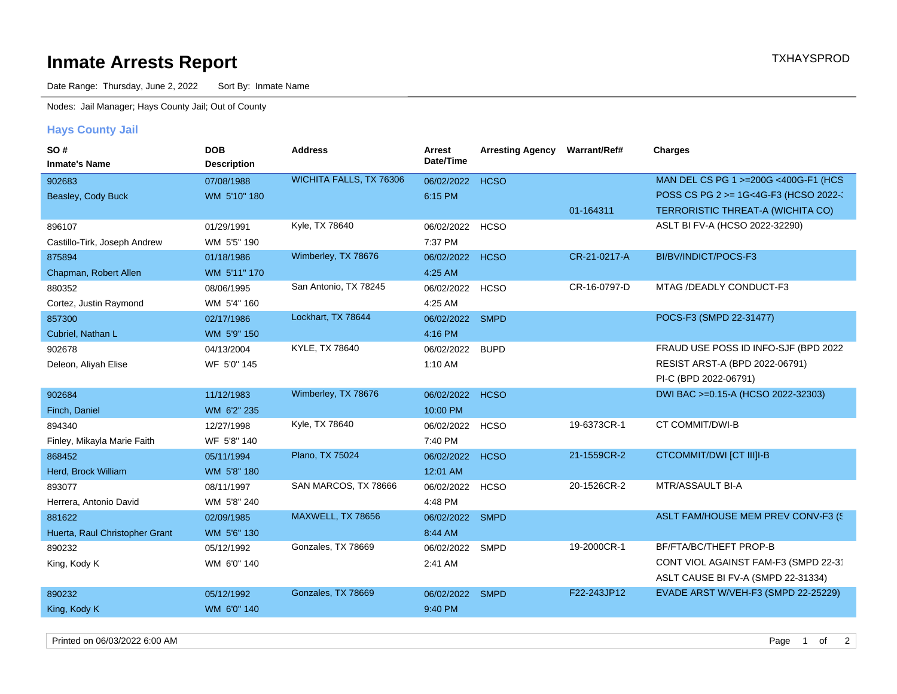# Inmate Arrests Report

TXHAYSPROD

Date Range: Thursday, June 2, 2022    Sort By: Inmate Name

Nodes: Jail Manager; Hays County Jail; Out of County

## Hays County Jail

| SO # / Inmate's Name | DOB / Description | Address | Arrest Date/Time | Arresting Agency | Warrant/Ref# | Charges |
|---|---|---|---|---|---|---|
| 902683 Beasley, Cody Buck | 07/08/1988 WM 5'10" 180 | WICHITA FALLS, TX 76306 | 06/02/2022 6:15 PM | HCSO | | MAN DEL CS PG 1 >=200G <400G-F1 (HCS |
| | | | | | | POSS CS PG 2 >= 1G<4G-F3 (HCSO 2022-: |
| | | | | | 01-164311 | TERRORISTIC THREAT-A (WICHITA CO) |
| 896107 Castillo-Tirk, Joseph Andrew | 01/29/1991 WM 5'5" 190 | Kyle, TX 78640 | 06/02/2022 7:37 PM | HCSO | | ASLT BI FV-A (HCSO 2022-32290) |
| 875894 Chapman, Robert Allen | 01/18/1986 WM 5'11" 170 | Wimberley, TX 78676 | 06/02/2022 4:25 AM | HCSO | CR-21-0217-A | BI/BV/INDICT/POCS-F3 |
| 880352 Cortez, Justin Raymond | 08/06/1995 WM 5'4" 160 | San Antonio, TX 78245 | 06/02/2022 4:25 AM | HCSO | CR-16-0797-D | MTAG /DEADLY CONDUCT-F3 |
| 857300 Cubriel, Nathan L | 02/17/1986 WM 5'9" 150 | Lockhart, TX 78644 | 06/02/2022 4:16 PM | SMPD | | POCS-F3 (SMPD 22-31477) |
| 902678 Deleon, Aliyah Elise | 04/13/2004 WF 5'0" 145 | KYLE, TX 78640 | 06/02/2022 1:10 AM | BUPD | | FRAUD USE POSS ID INFO-SJF (BPD 2022 |
| | | | | | | RESIST ARST-A (BPD 2022-06791) |
| | | | | | | PI-C (BPD 2022-06791) |
| 902684 Finch, Daniel | 11/12/1983 WM 6'2" 235 | Wimberley, TX 78676 | 06/02/2022 10:00 PM | HCSO | | DWI BAC >=0.15-A (HCSO 2022-32303) |
| 894340 Finley, Mikayla Marie Faith | 12/27/1998 WF 5'8" 140 | Kyle, TX 78640 | 06/02/2022 7:40 PM | HCSO | 19-6373CR-1 | CT COMMIT/DWI-B |
| 868452 Herd, Brock William | 05/11/1994 WM 5'8" 180 | Plano, TX 75024 | 06/02/2022 12:01 AM | HCSO | 21-1559CR-2 | CTCOMMIT/DWI [CT III]I-B |
| 893077 Herrera, Antonio David | 08/11/1997 WM 5'8" 240 | SAN MARCOS, TX 78666 | 06/02/2022 4:48 PM | HCSO | 20-1526CR-2 | MTR/ASSAULT BI-A |
| 881622 Huerta, Raul Christopher Grant | 02/09/1985 WM 5'6" 130 | MAXWELL, TX 78656 | 06/02/2022 8:44 AM | SMPD | | ASLT FAM/HOUSE MEM PREV CONV-F3 (S |
| 890232 King, Kody K | 05/12/1992 WM 6'0" 140 | Gonzales, TX 78669 | 06/02/2022 2:41 AM | SMPD | 19-2000CR-1 | BF/FTA/BC/THEFT PROP-B |
| | | | | | | CONT VIOL AGAINST FAM-F3 (SMPD 22-31 |
| | | | | | | ASLT CAUSE BI FV-A (SMPD 22-31334) |
| 890232 King, Kody K | 05/12/1992 WM 6'0" 140 | Gonzales, TX 78669 | 06/02/2022 9:40 PM | SMPD | F22-243JP12 | EVADE ARST W/VEH-F3 (SMPD 22-25229) |

Printed on 06/03/2022 6:00 AM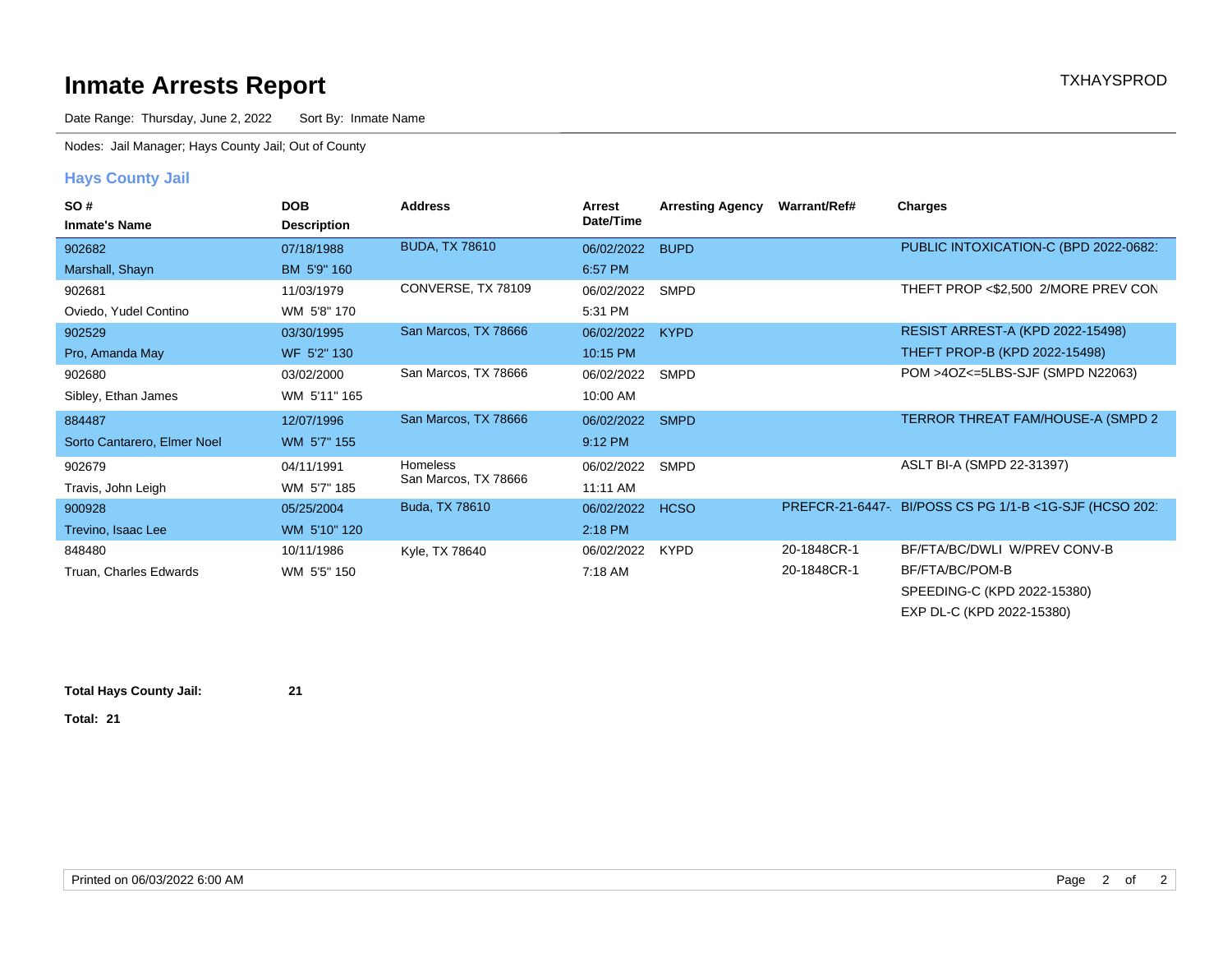# Inmate Arrests Report

TXHAYSPROD

Date Range: Thursday, June 2, 2022    Sort By: Inmate Name

Nodes: Jail Manager; Hays County Jail; Out of County

## Hays County Jail

| SO # / Inmate's Name | DOB / Description | Address | Arrest Date/Time | Arresting Agency | Warrant/Ref# | Charges |
|---|---|---|---|---|---|---|
| 902682 / Marshall, Shayn | 07/18/1988 / BM 5'9" 160 | BUDA, TX 78610 | 06/02/2022 6:57 PM | BUPD | | PUBLIC INTOXICATION-C (BPD 2022-0682 |
| 902681 / Oviedo, Yudel Contino | 11/03/1979 / WM 5'8" 170 | CONVERSE, TX 78109 | 06/02/2022 5:31 PM | SMPD | | THEFT PROP <$2,500 2/MORE PREV CON |
| 902529 / Pro, Amanda May | 03/30/1995 / WF 5'2" 130 | San Marcos, TX 78666 | 06/02/2022 10:15 PM | KYPD | | RESIST ARREST-A (KPD 2022-15498)<br>THEFT PROP-B (KPD 2022-15498) |
| 902680 / Sibley, Ethan James | 03/02/2000 / WM 5'11" 165 | San Marcos, TX 78666 | 06/02/2022 10:00 AM | SMPD | | POM >4OZ<=5LBS-SJF (SMPD N22063) |
| 884487 / Sorto Cantarero, Elmer Noel | 12/07/1996 / WM 5'7" 155 | San Marcos, TX 78666 | 06/02/2022 9:12 PM | SMPD | | TERROR THREAT FAM/HOUSE-A (SMPD 2 |
| 902679 / Travis, John Leigh | 04/11/1991 / WM 5'7" 185 | Homeless San Marcos, TX 78666 | 06/02/2022 11:11 AM | SMPD | | ASLT BI-A (SMPD 22-31397) |
| 900928 / Trevino, Isaac Lee | 05/25/2004 / WM 5'10" 120 | Buda, TX 78610 | 06/02/2022 2:18 PM | HCSO | PREFCR-21-6447- | BI/POSS CS PG 1/1-B <1G-SJF (HCSO 202 |
| 848480 / Truan, Charles Edwards | 10/11/1986 / WM 5'5" 150 | Kyle, TX 78640 | 06/02/2022 7:18 AM | KYPD | 20-1848CR-1<br>20-1848CR-1 | BF/FTA/BC/DWLI W/PREV CONV-B<br>BF/FTA/BC/POM-B<br>SPEEDING-C (KPD 2022-15380)<br>EXP DL-C (KPD 2022-15380) |

**Total Hays County Jail:** **21**

**Total: 21**

Printed on 06/03/2022 6:00 AM